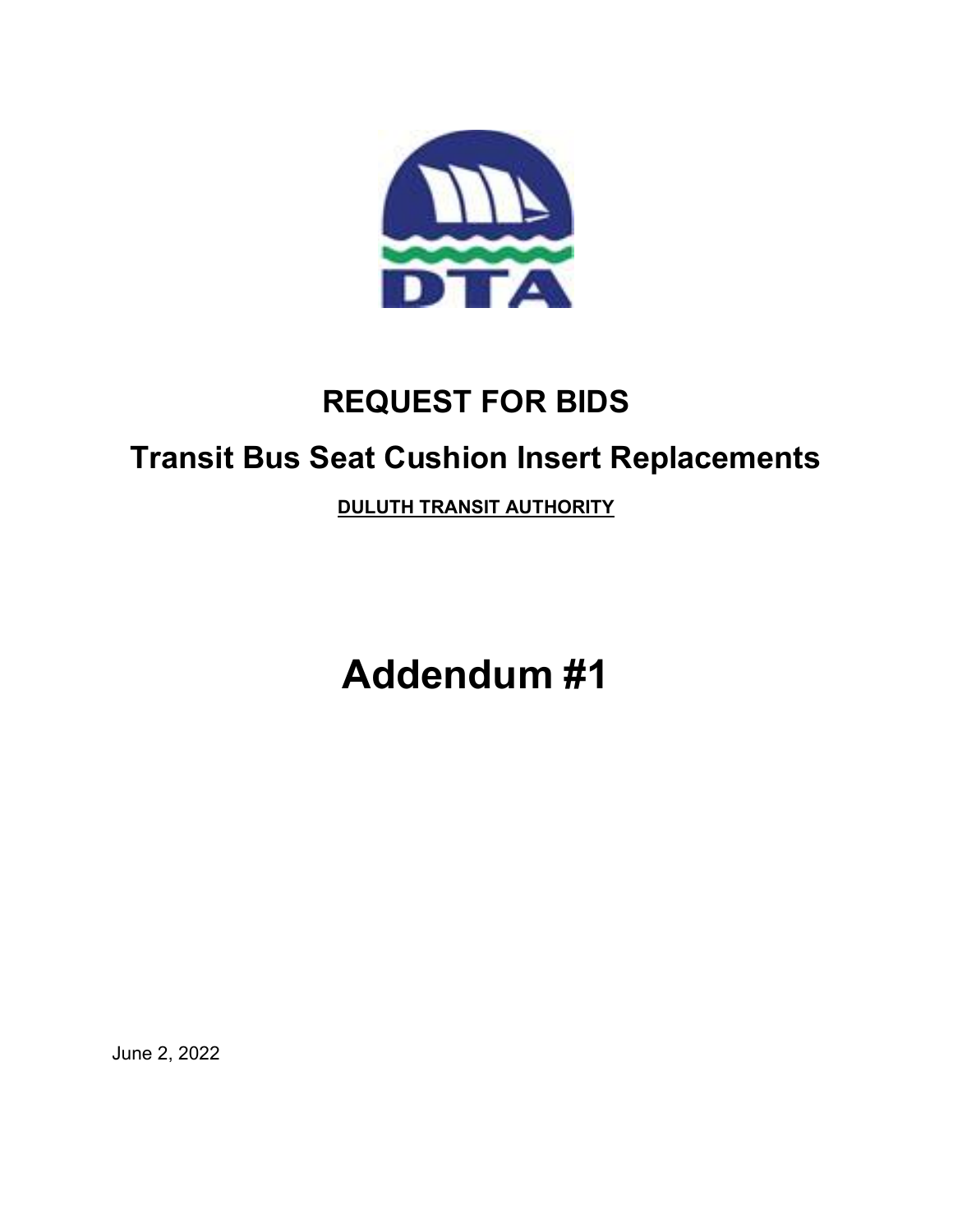# REQUEST FOR BIDS

## Transit Bus Seat Cushion Insert Replacements

**DULUTH TRANSIT AUTHORITY**

# Addendum #1

June 2, 2022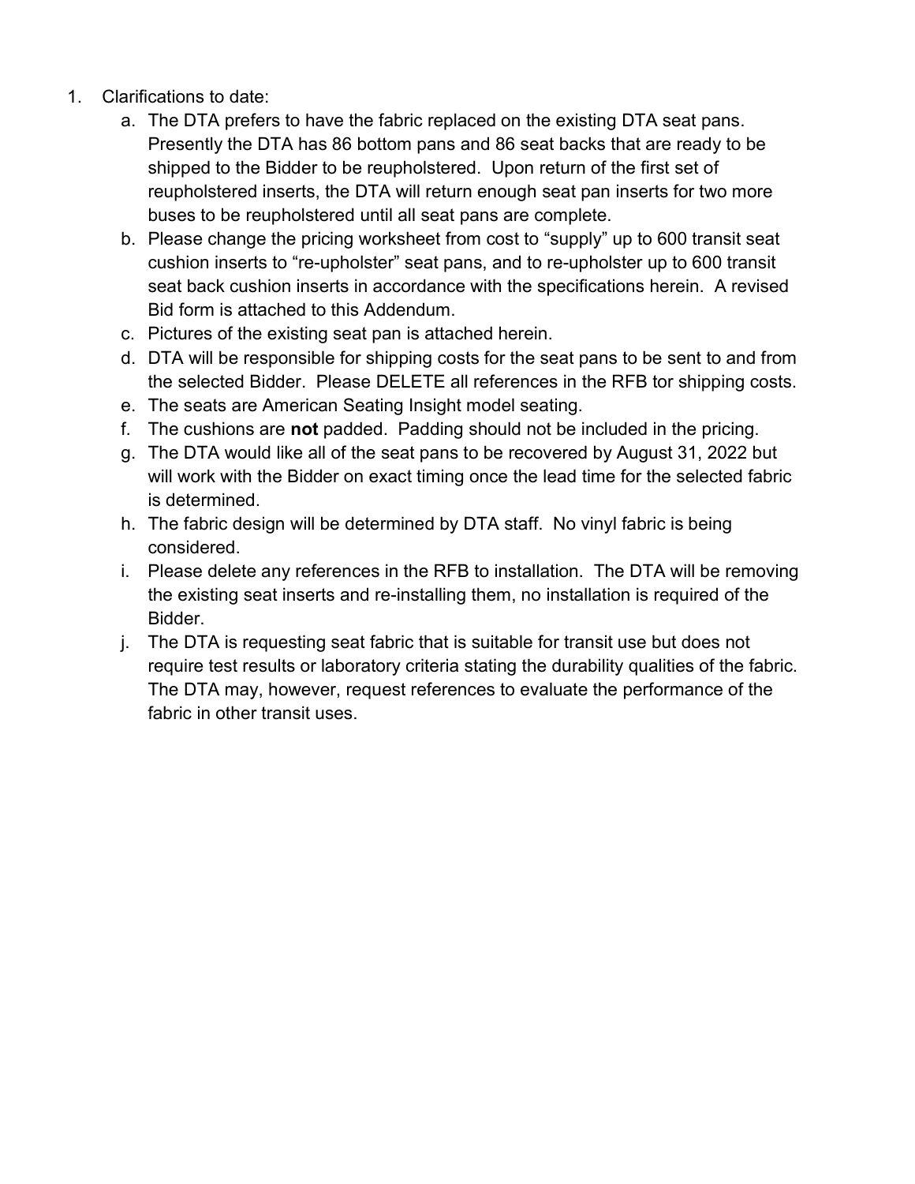1. Clarifications to date:
    a. The DTA prefers to have the fabric replaced on the existing DTA seat pans. Presently the DTA has 86 bottom pans and 86 seat backs that are ready to be shipped to the Bidder to be reupholstered. Upon return of the first set of reupholstered inserts, the DTA will return enough seat pan inserts for two more buses to be reupholstered until all seat pans are complete.
    b. Please change the pricing worksheet from cost to "supply" up to 600 transit seat cushion inserts to "re-upholster" seat pans, and to re-upholster up to 600 transit seat back cushion inserts in accordance with the specifications herein. A revised Bid form is attached to this Addendum.
    c. Pictures of the existing seat pan is attached herein.
    d. DTA will be responsible for shipping costs for the seat pans to be sent to and from the selected Bidder. Please DELETE all references in the RFB tor shipping costs.
    e. The seats are American Seating Insight model seating.
    f. The cushions are **not** padded. Padding should not be included in the pricing.
    g. The DTA would like all of the seat pans to be recovered by August 31, 2022 but will work with the Bidder on exact timing once the lead time for the selected fabric is determined.
    h. The fabric design will be determined by DTA staff. No vinyl fabric is being considered.
    i. Please delete any references in the RFB to installation. The DTA will be removing the existing seat inserts and re-installing them, no installation is required of the Bidder.
    j. The DTA is requesting seat fabric that is suitable for transit use but does not require test results or laboratory criteria stating the durability qualities of the fabric. The DTA may, however, request references to evaluate the performance of the fabric in other transit uses.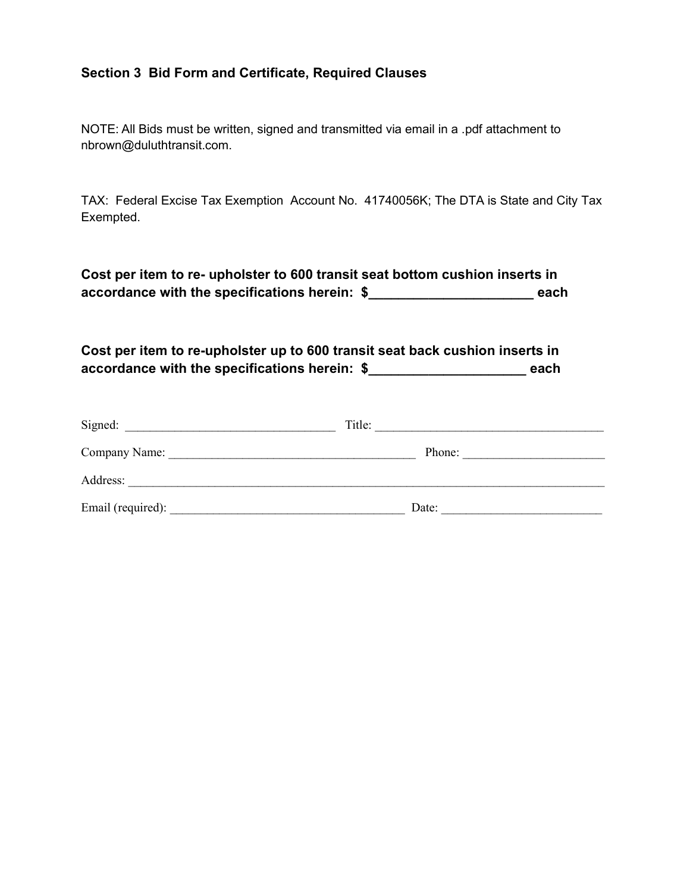## Section 3 Bid Form and Certificate, Required Clauses

NOTE: All Bids must be written, signed and transmitted via email in a .pdf attachment to nbrown@duluthtransit.com.

TAX: Federal Excise Tax Exemption Account No. 41740056K; The DTA is State and City Tax Exempted.

**Cost per item to re- upholster to 600 transit seat bottom cushion inserts in accordance with the specifications herein: $______________________ each**

**Cost per item to re-upholster up to 600 transit seat back cushion inserts in accordance with the specifications herein: $_____________________ each**

Signed: __________________________________ Title: ____________________________________

Company Name: ________________________________________ Phone: _______________________

Address: ______________________________________________________________________________

Email (required): ______________________________________ Date: __________________________